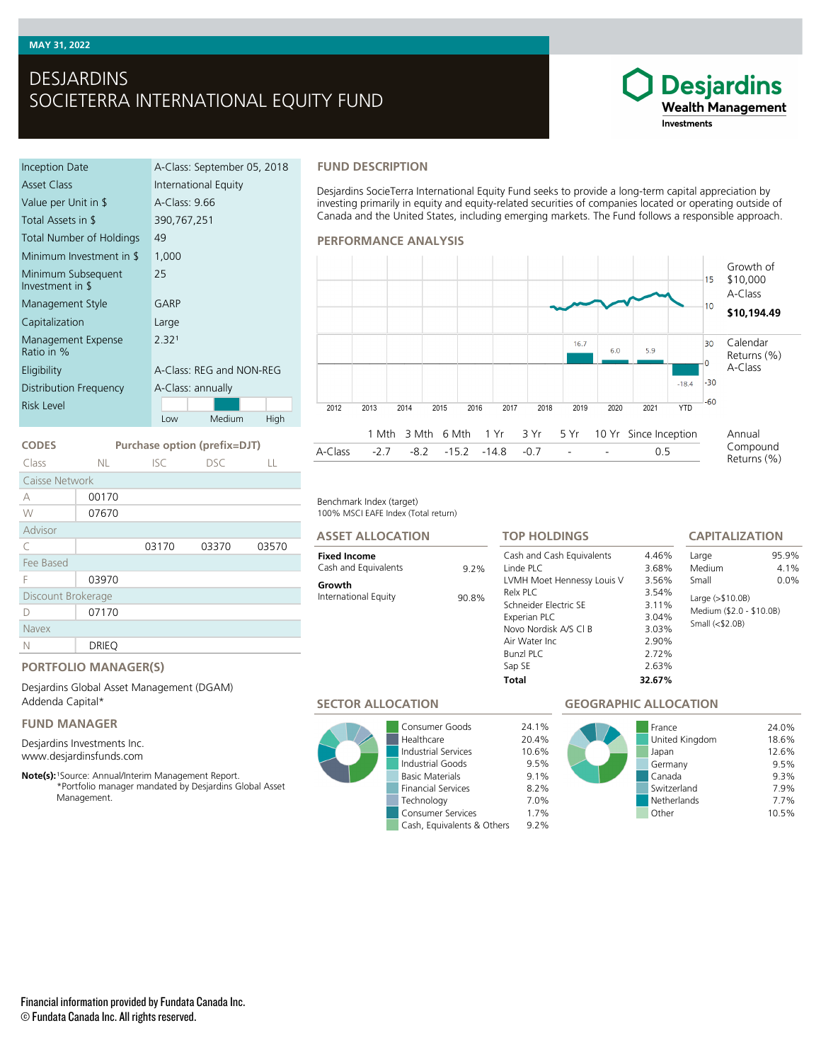MAY 31, 2022

# DESJARDINS SOCIETERRA INTERNATIONAL EQUITY FUND

Desjardins Wealth Management Investments

| | |
|---|---|
| Inception Date | A-Class: September 05, 2018 |
| Asset Class | International Equity |
| Value per Unit in $ | A-Class: 9.66 |
| Total Assets in $ | 390,767,251 |
| Total Number of Holdings | 49 |
| Minimum Investment in $ | 1,000 |
| Minimum Subsequent Investment in $ | 25 |
| Management Style | GARP |
| Capitalization | Large |
| Management Expense Ratio in % | 2.32[1] |
| Eligibility | A-Class: REG and NON-REG |
| Distribution Frequency | A-Class: annually |
| Risk Level | Medium (scale: Low – Medium – High) |

## CODES

| Class | NL | ISC | DSC | LL |
|---|---|---|---|---|
| Caisse Network | | | | |
| A | 00170 | | | |
| W | 07670 | | | |
| Advisor | | | | |
| C | | 03170 | 03370 | 03570 |
| Fee Based | | | | |
| F | 03970 | | | |
| Discount Brokerage | | | | |
| D | 07170 | | | |
| Navex | | | | |
| N | DRIEQ | | | |

Purchase option (prefix=DJT)

## PORTFOLIO MANAGER(S)

Desjardins Global Asset Management (DGAM)
Addenda Capital*

## FUND MANAGER

Desjardins Investments Inc.
www.desjardinsfunds.com

**Note(s):** [1]Source: Annual/Interim Management Report.
*Portfolio manager mandated by Desjardins Global Asset Management.

## FUND DESCRIPTION

Desjardins SocieTerra International Equity Fund seeks to provide a long-term capital appreciation by investing primarily in equity and equity-related securities of companies located or operating outside of Canada and the United States, including emerging markets. The Fund follows a responsible approach.

## PERFORMANCE ANALYSIS

Growth of $10,000 A-Class: **$10,194.49**

Calendar Returns (%) A-Class

| 2012 | 2013 | 2014 | 2015 | 2016 | 2017 | 2018 | 2019 | 2020 | 2021 | YTD |
|---|---|---|---|---|---|---|---|---|---|---|
| | | | | | | | 16.7 | 6.0 | 5.9 | -18.4 |

Annual Compound Returns (%)

| | 1 Mth | 3 Mth | 6 Mth | 1 Yr | 3 Yr | 5 Yr | 10 Yr | Since Inception |
|---|---|---|---|---|---|---|---|---|
| A-Class | -2.7 | -8.2 | -15.2 | -14.8 | -0.7 | - | - | 0.5 |

Benchmark Index (target)
100% MSCI EAFE Index (Total return)

## ASSET ALLOCATION

| | |
|---|---|
| **Fixed Income** | |
| Cash and Equivalents | 9.2% |
| **Growth** | |
| International Equity | 90.8% |

## TOP HOLDINGS

| | |
|---|---|
| Cash and Cash Equivalents | 4.46% |
| Linde PLC | 3.68% |
| LVMH Moet Hennessy Louis V | 3.56% |
| Relx PLC | 3.54% |
| Schneider Electric SE | 3.11% |
| Experian PLC | 3.04% |
| Novo Nordisk A/S Cl B | 3.03% |
| Air Water Inc | 2.90% |
| Bunzl PLC | 2.72% |
| Sap SE | 2.63% |
| **Total** | **32.67%** |

## CAPITALIZATION

| | |
|---|---|
| Large | 95.9% |
| Medium | 4.1% |
| Small | 0.0% |

Large (>$10.0B)
Medium ($2.0 - $10.0B)
Small (<$2.0B)

## SECTOR ALLOCATION

| | |
|---|---|
| Consumer Goods | 24.1% |
| Healthcare | 20.4% |
| Industrial Services | 10.6% |
| Industrial Goods | 9.5% |
| Basic Materials | 9.1% |
| Financial Services | 8.2% |
| Technology | 7.0% |
| Consumer Services | 1.7% |
| Cash, Equivalents & Others | 9.2% |

## GEOGRAPHIC ALLOCATION

| | |
|---|---|
| France | 24.0% |
| United Kingdom | 18.6% |
| Japan | 12.6% |
| Germany | 9.5% |
| Canada | 9.3% |
| Switzerland | 7.9% |
| Netherlands | 7.7% |
| Other | 10.5% |

Financial information provided by Fundata Canada Inc.
© Fundata Canada Inc. All rights reserved.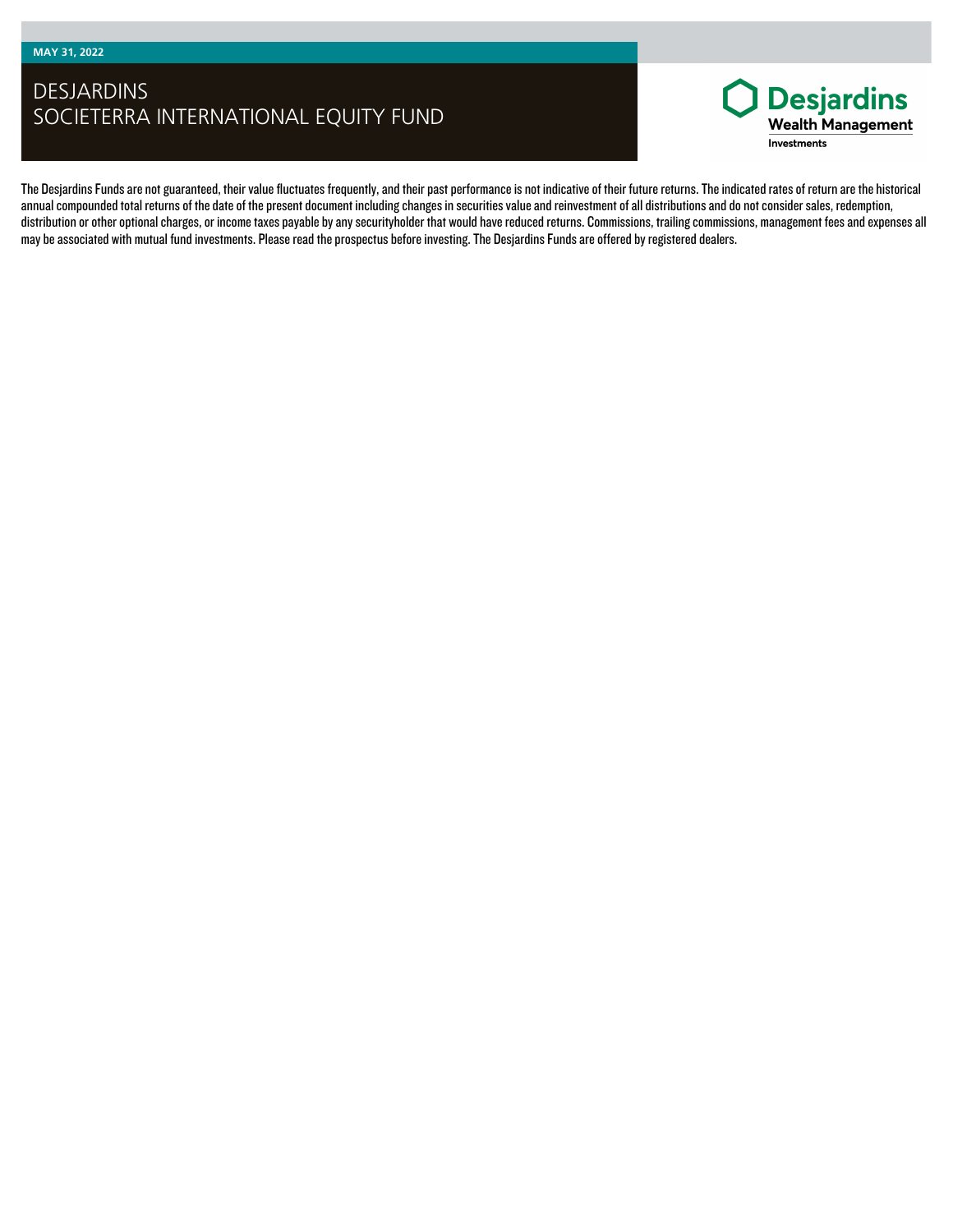MAY 31, 2022

# DESJARDINS
# SOCIETERRA INTERNATIONAL EQUITY FUND

Desjardins Wealth Management Investments

The Desjardins Funds are not guaranteed, their value fluctuates frequently, and their past performance is not indicative of their future returns. The indicated rates of return are the historical annual compounded total returns of the date of the present document including changes in securities value and reinvestment of all distributions and do not consider sales, redemption, distribution or other optional charges, or income taxes payable by any securityholder that would have reduced returns. Commissions, trailing commissions, management fees and expenses all may be associated with mutual fund investments. Please read the prospectus before investing. The Desjardins Funds are offered by registered dealers.